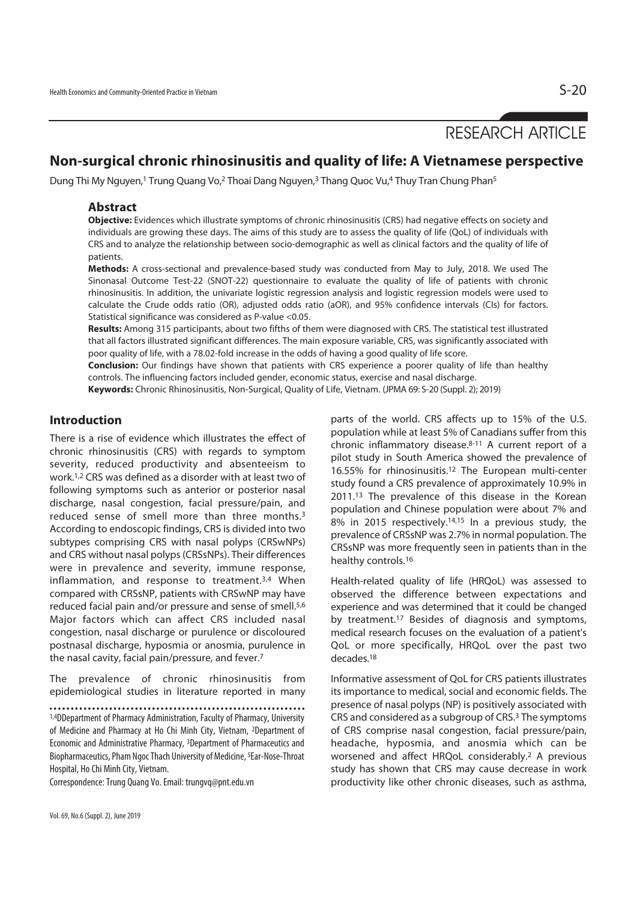RESEARCH ARTICLE

# Non-surgical chronic rhinosinusitis and quality of life: A Vietnamese perspective

Dung Thi My Nguyen,[1] Trung Quang Vo,[2] Thoai Dang Nguyen,[3] Thang Quoc Vu,[4] Thuy Tran Chung Phan[5]

## Abstract

**Objective:** Evidences which illustrate symptoms of chronic rhinosinusitis (CRS) had negative effects on society and individuals are growing these days. The aims of this study are to assess the quality of life (QoL) of individuals with CRS and to analyze the relationship between socio-demographic as well as clinical factors and the quality of life of patients.

**Methods:** A cross-sectional and prevalence-based study was conducted from May to July, 2018. We used The Sinonasal Outcome Test-22 (SNOT-22) questionnaire to evaluate the quality of life of patients with chronic rhinosinusitis. In addition, the univariate logistic regression analysis and logistic regression models were used to calculate the Crude odds ratio (OR), adjusted odds ratio (aOR), and 95% confidence intervals (CIs) for factors. Statistical significance was considered as P-value <0.05.

**Results:** Among 315 participants, about two fifths of them were diagnosed with CRS. The statistical test illustrated that all factors illustrated significant differences. The main exposure variable, CRS, was significantly associated with poor quality of life, with a 78.02-fold increase in the odds of having a good quality of life score.

**Conclusion:** Our findings have shown that patients with CRS experience a poorer quality of life than healthy controls. The influencing factors included gender, economic status, exercise and nasal discharge.

**Keywords:** Chronic Rhinosinusitis, Non-Surgical, Quality of Life, Vietnam. (JPMA 69: S-20 (Suppl. 2); 2019)

## Introduction

There is a rise of evidence which illustrates the effect of chronic rhinosinusitis (CRS) with regards to symptom severity, reduced productivity and absenteeism to work.[1,2] CRS was defined as a disorder with at least two of following symptoms such as anterior or posterior nasal discharge, nasal congestion, facial pressure/pain, and reduced sense of smell more than three months.[3] According to endoscopic findings, CRS is divided into two subtypes comprising CRS with nasal polyps (CRSwNPs) and CRS without nasal polyps (CRSsNPs). Their differences were in prevalence and severity, immune response, inflammation, and response to treatment.[3,4] When compared with CRSsNP, patients with CRSwNP may have reduced facial pain and/or pressure and sense of smell.[5,6] Major factors which can affect CRS included nasal congestion, nasal discharge or purulence or discoloured postnasal discharge, hyposmia or anosmia, purulence in the nasal cavity, facial pain/pressure, and fever.[7]

The prevalence of chronic rhinosinusitis from epidemiological studies in literature reported in many parts of the world. CRS affects up to 15% of the U.S. population while at least 5% of Canadians suffer from this chronic inflammatory disease.[8-11] A current report of a pilot study in South America showed the prevalence of 16.55% for rhinosinusitis.[12] The European multi-center study found a CRS prevalence of approximately 10.9% in 2011.[13] The prevalence of this disease in the Korean population and Chinese population were about 7% and 8% in 2015 respectively.[14,15] In a previous study, the prevalence of CRSsNP was 2.7% in normal population. The CRSsNP was more frequently seen in patients than in the healthy controls.[16]

Health-related quality of life (HRQoL) was assessed to observed the difference between expectations and experience and was determined that it could be changed by treatment.[17] Besides of diagnosis and symptoms, medical research focuses on the evaluation of a patient's QoL or more specifically, HRQoL over the past two decades.[18]

Informative assessment of QoL for CRS patients illustrates its importance to medical, social and economic fields. The presence of nasal polyps (NP) is positively associated with CRS and considered as a subgroup of CRS.[3] The symptoms of CRS comprise nasal congestion, facial pressure/pain, headache, hyposmia, and anosmia which can be worsened and affect HRQoL considerably.[2] A previous study has shown that CRS may cause decrease in work productivity like other chronic diseases, such as asthma,

[1,4]DDepartment of Pharmacy Administration, Faculty of Pharmacy, University of Medicine and Pharmacy at Ho Chi Minh City, Vietnam, [2]Department of Economic and Administrative Pharmacy, [3]Department of Pharmaceutics and Biopharmaceutics, Pham Ngoc Thach University of Medicine, [5]Ear-Nose-Throat Hospital, Ho Chi Minh City, Vietnam.

Correspondence: Trung Quang Vo. Email: trungvq@pnt.edu.vn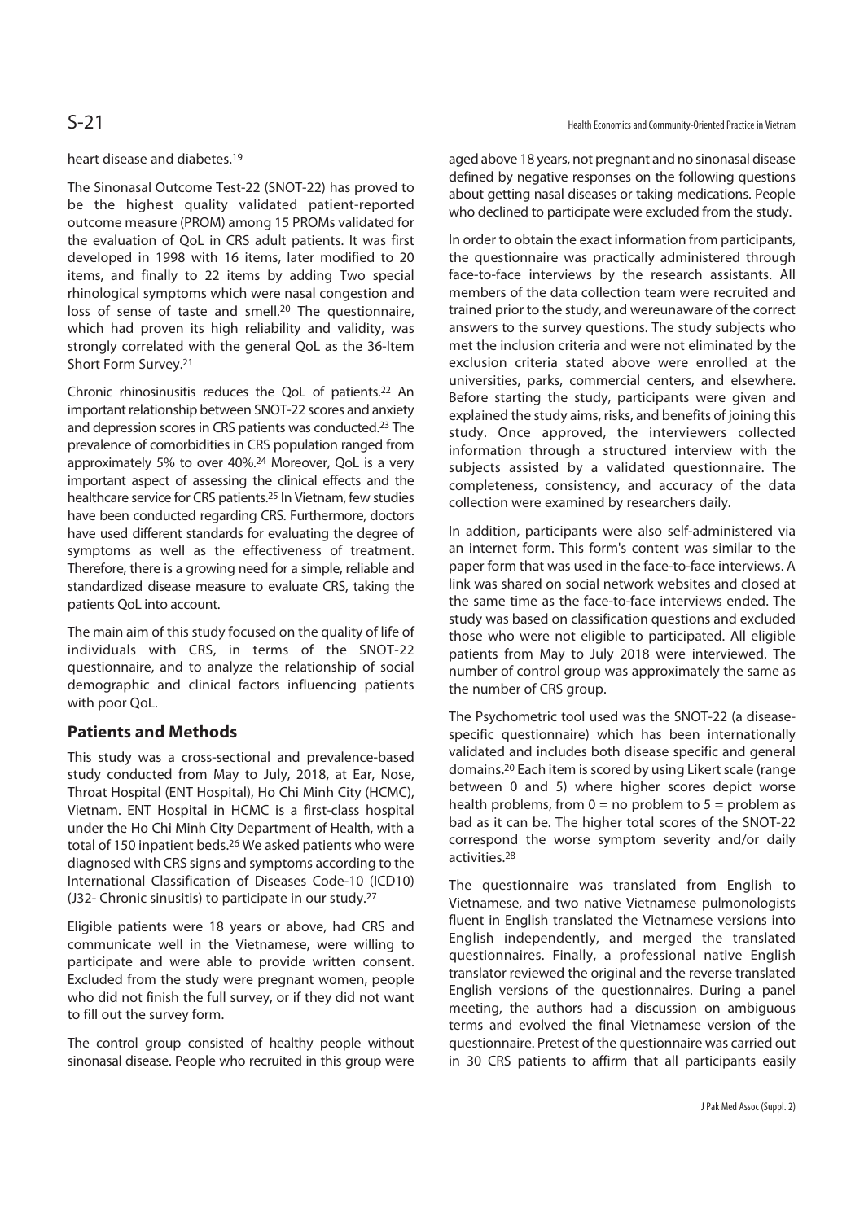heart disease and diabetes.[19]

The Sinonasal Outcome Test-22 (SNOT-22) has proved to be the highest quality validated patient-reported outcome measure (PROM) among 15 PROMs validated for the evaluation of QoL in CRS adult patients. It was first developed in 1998 with 16 items, later modified to 20 items, and finally to 22 items by adding Two special rhinological symptoms which were nasal congestion and loss of sense of taste and smell.[20] The questionnaire, which had proven its high reliability and validity, was strongly correlated with the general QoL as the 36-Item Short Form Survey.[21]

Chronic rhinosinusitis reduces the QoL of patients.[22] An important relationship between SNOT-22 scores and anxiety and depression scores in CRS patients was conducted.[23] The prevalence of comorbidities in CRS population ranged from approximately 5% to over 40%.[24] Moreover, QoL is a very important aspect of assessing the clinical effects and the healthcare service for CRS patients.[25] In Vietnam, few studies have been conducted regarding CRS. Furthermore, doctors have used different standards for evaluating the degree of symptoms as well as the effectiveness of treatment. Therefore, there is a growing need for a simple, reliable and standardized disease measure to evaluate CRS, taking the patients QoL into account.

The main aim of this study focused on the quality of life of individuals with CRS, in terms of the SNOT-22 questionnaire, and to analyze the relationship of social demographic and clinical factors influencing patients with poor QoL.

## Patients and Methods

This study was a cross-sectional and prevalence-based study conducted from May to July, 2018, at Ear, Nose, Throat Hospital (ENT Hospital), Ho Chi Minh City (HCMC), Vietnam. ENT Hospital in HCMC is a first-class hospital under the Ho Chi Minh City Department of Health, with a total of 150 inpatient beds.[26] We asked patients who were diagnosed with CRS signs and symptoms according to the International Classification of Diseases Code-10 (ICD10) (J32- Chronic sinusitis) to participate in our study.[27]

Eligible patients were 18 years or above, had CRS and communicate well in the Vietnamese, were willing to participate and were able to provide written consent. Excluded from the study were pregnant women, people who did not finish the full survey, or if they did not want to fill out the survey form.

The control group consisted of healthy people without sinonasal disease. People who recruited in this group were aged above 18 years, not pregnant and no sinonasal disease defined by negative responses on the following questions about getting nasal diseases or taking medications. People who declined to participate were excluded from the study.

In order to obtain the exact information from participants, the questionnaire was practically administered through face-to-face interviews by the research assistants. All members of the data collection team were recruited and trained prior to the study, and wereunaware of the correct answers to the survey questions. The study subjects who met the inclusion criteria and were not eliminated by the exclusion criteria stated above were enrolled at the universities, parks, commercial centers, and elsewhere. Before starting the study, participants were given and explained the study aims, risks, and benefits of joining this study. Once approved, the interviewers collected information through a structured interview with the subjects assisted by a validated questionnaire. The completeness, consistency, and accuracy of the data collection were examined by researchers daily.

In addition, participants were also self-administered via an internet form. This form's content was similar to the paper form that was used in the face-to-face interviews. A link was shared on social network websites and closed at the same time as the face-to-face interviews ended. The study was based on classification questions and excluded those who were not eligible to participated. All eligible patients from May to July 2018 were interviewed. The number of control group was approximately the same as the number of CRS group.

The Psychometric tool used was the SNOT-22 (a disease-specific questionnaire) which has been internationally validated and includes both disease specific and general domains.[20] Each item is scored by using Likert scale (range between 0 and 5) where higher scores depict worse health problems, from 0 = no problem to 5 = problem as bad as it can be. The higher total scores of the SNOT-22 correspond the worse symptom severity and/or daily activities.[28]

The questionnaire was translated from English to Vietnamese, and two native Vietnamese pulmonologists fluent in English translated the Vietnamese versions into English independently, and merged the translated questionnaires. Finally, a professional native English translator reviewed the original and the reverse translated English versions of the questionnaires. During a panel meeting, the authors had a discussion on ambiguous terms and evolved the final Vietnamese version of the questionnaire. Pretest of the questionnaire was carried out in 30 CRS patients to affirm that all participants easily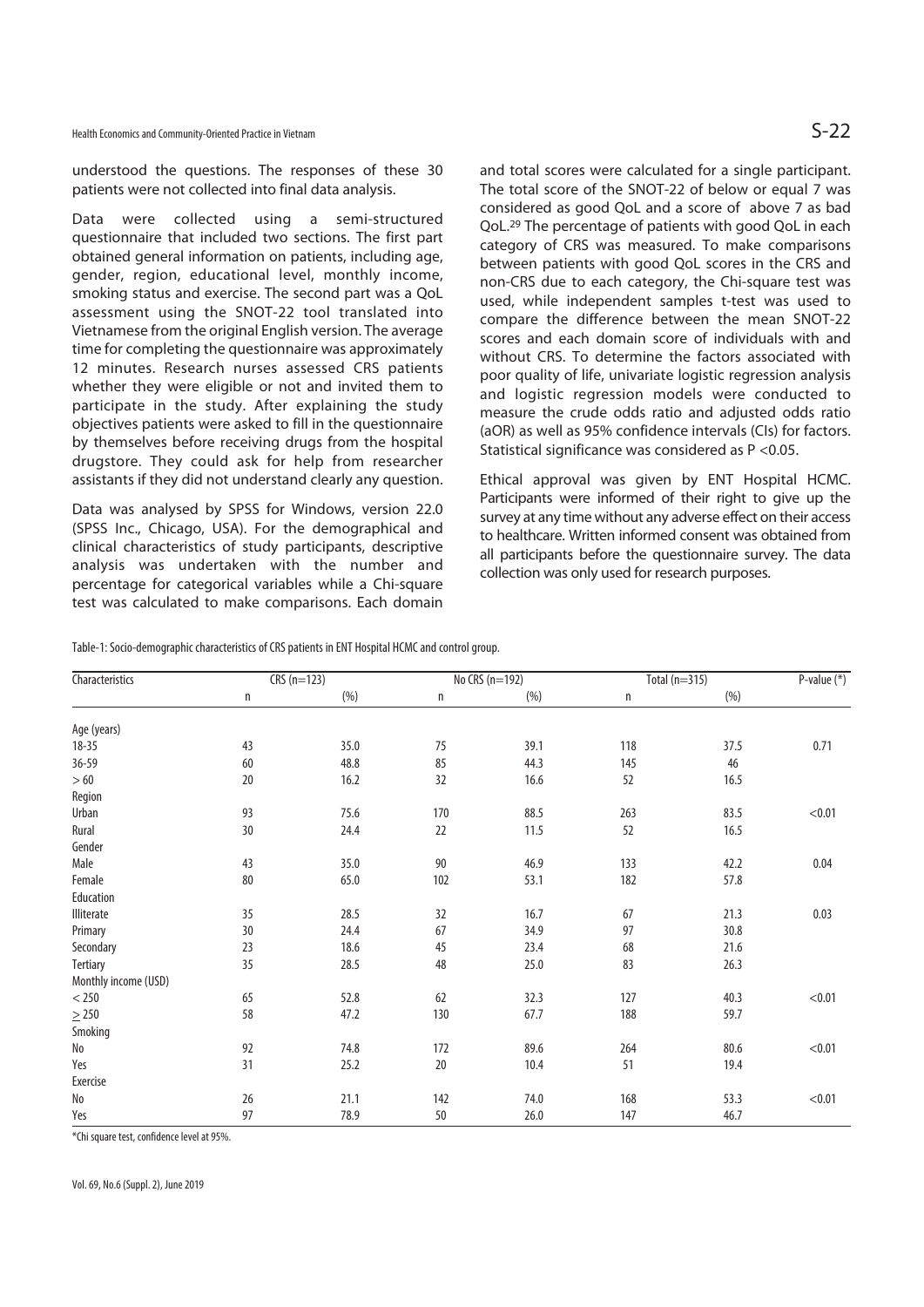understood the questions. The responses of these 30 patients were not collected into final data analysis.

Data were collected using a semi-structured questionnaire that included two sections. The first part obtained general information on patients, including age, gender, region, educational level, monthly income, smoking status and exercise. The second part was a QoL assessment using the SNOT-22 tool translated into Vietnamese from the original English version. The average time for completing the questionnaire was approximately 12 minutes. Research nurses assessed CRS patients whether they were eligible or not and invited them to participate in the study. After explaining the study objectives patients were asked to fill in the questionnaire by themselves before receiving drugs from the hospital drugstore. They could ask for help from researcher assistants if they did not understand clearly any question.

Data was analysed by SPSS for Windows, version 22.0 (SPSS Inc., Chicago, USA). For the demographical and clinical characteristics of study participants, descriptive analysis was undertaken with the number and percentage for categorical variables while a Chi-square test was calculated to make comparisons. Each domain and total scores were calculated for a single participant. The total score of the SNOT-22 of below or equal 7 was considered as good QoL and a score of above 7 as bad QoL.[29] The percentage of patients with good QoL in each category of CRS was measured. To make comparisons between patients with good QoL scores in the CRS and non-CRS due to each category, the Chi-square test was used, while independent samples t-test was used to compare the difference between the mean SNOT-22 scores and each domain score of individuals with and without CRS. To determine the factors associated with poor quality of life, univariate logistic regression analysis and logistic regression models were conducted to measure the crude odds ratio and adjusted odds ratio (aOR) as well as 95% confidence intervals (CIs) for factors. Statistical significance was considered as P <0.05.

Ethical approval was given by ENT Hospital HCMC. Participants were informed of their right to give up the survey at any time without any adverse effect on their access to healthcare. Written informed consent was obtained from all participants before the questionnaire survey. The data collection was only used for research purposes.

Table-1: Socio-demographic characteristics of CRS patients in ENT Hospital HCMC and control group.

| Characteristics | CRS (n=123) | | No CRS (n=192) | | Total (n=315) | | P-value (*) |
|---|---|---|---|---|---|---|---|
| | n | (%) | n | (%) | n | (%) | |
| Age (years) | | | | | | | |
| 18-35 | 43 | 35.0 | 75 | 39.1 | 118 | 37.5 | 0.71 |
| 36-59 | 60 | 48.8 | 85 | 44.3 | 145 | 46 | |
| > 60 | 20 | 16.2 | 32 | 16.6 | 52 | 16.5 | |
| Region | | | | | | | |
| Urban | 93 | 75.6 | 170 | 88.5 | 263 | 83.5 | <0.01 |
| Rural | 30 | 24.4 | 22 | 11.5 | 52 | 16.5 | |
| Gender | | | | | | | |
| Male | 43 | 35.0 | 90 | 46.9 | 133 | 42.2 | 0.04 |
| Female | 80 | 65.0 | 102 | 53.1 | 182 | 57.8 | |
| Education | | | | | | | |
| Illiterate | 35 | 28.5 | 32 | 16.7 | 67 | 21.3 | 0.03 |
| Primary | 30 | 24.4 | 67 | 34.9 | 97 | 30.8 | |
| Secondary | 23 | 18.6 | 45 | 23.4 | 68 | 21.6 | |
| Tertiary | 35 | 28.5 | 48 | 25.0 | 83 | 26.3 | |
| Monthly income (USD) | | | | | | | |
| < 250 | 65 | 52.8 | 62 | 32.3 | 127 | 40.3 | <0.01 |
| ≥ 250 | 58 | 47.2 | 130 | 67.7 | 188 | 59.7 | |
| Smoking | | | | | | | |
| No | 92 | 74.8 | 172 | 89.6 | 264 | 80.6 | <0.01 |
| Yes | 31 | 25.2 | 20 | 10.4 | 51 | 19.4 | |
| Exercise | | | | | | | |
| No | 26 | 21.1 | 142 | 74.0 | 168 | 53.3 | <0.01 |
| Yes | 97 | 78.9 | 50 | 26.0 | 147 | 46.7 | |

*Chi square test, confidence level at 95%.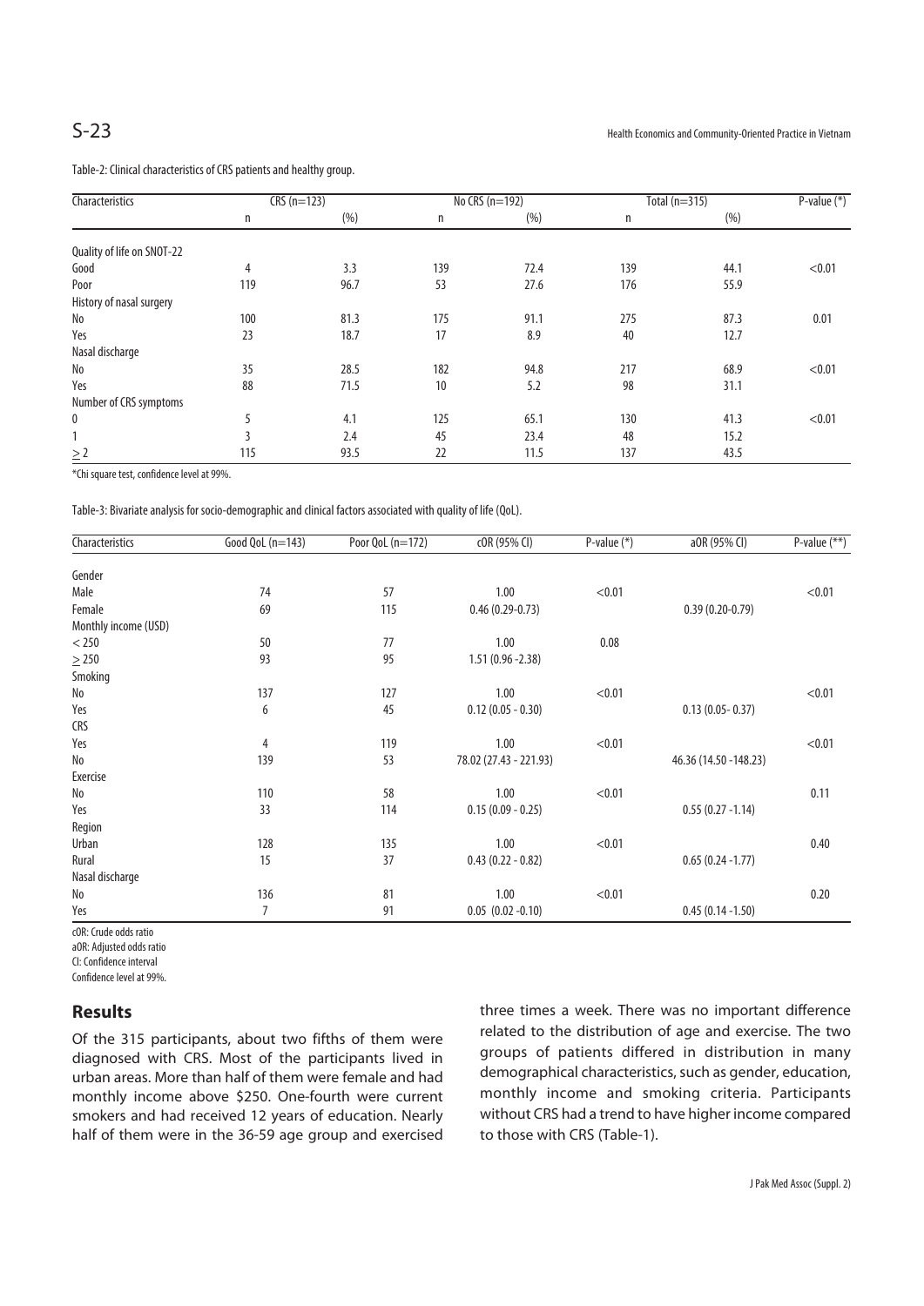Table-2: Clinical characteristics of CRS patients and healthy group.

| Characteristics | CRS (n=123) | | No CRS (n=192) | | Total (n=315) | | P-value (*) |
|---|---|---|---|---|---|---|---|
| | n | (%) | n | (%) | n | (%) | |
| Quality of life on SNOT-22 | | | | | | | |
| Good | 4 | 3.3 | 139 | 72.4 | 139 | 44.1 | <0.01 |
| Poor | 119 | 96.7 | 53 | 27.6 | 176 | 55.9 | |
| History of nasal surgery | | | | | | | |
| No | 100 | 81.3 | 175 | 91.1 | 275 | 87.3 | 0.01 |
| Yes | 23 | 18.7 | 17 | 8.9 | 40 | 12.7 | |
| Nasal discharge | | | | | | | |
| No | 35 | 28.5 | 182 | 94.8 | 217 | 68.9 | <0.01 |
| Yes | 88 | 71.5 | 10 | 5.2 | 98 | 31.1 | |
| Number of CRS symptoms | | | | | | | |
| 0 | 5 | 4.1 | 125 | 65.1 | 130 | 41.3 | <0.01 |
| 1 | 3 | 2.4 | 45 | 23.4 | 48 | 15.2 | |
| $\geq 2$ | 115 | 93.5 | 22 | 11.5 | 137 | 43.5 | |

*Chi square test, confidence level at 99%.

Table-3: Bivariate analysis for socio-demographic and clinical factors associated with quality of life (QoL).

| Characteristics | Good QoL (n=143) | Poor QoL (n=172) | cOR (95% CI) | P-value (*) | aOR (95% CI) | P-value (**) |
|---|---|---|---|---|---|---|
| Gender | | | | | | |
| Male | 74 | 57 | 1.00 | <0.01 | | <0.01 |
| Female | 69 | 115 | 0.46 (0.29-0.73) | | 0.39 (0.20-0.79) | |
| Monthly income (USD) | | | | | | |
| < 250 | 50 | 77 | 1.00 | 0.08 | | |
| $\geq 250$ | 93 | 95 | 1.51 (0.96 -2.38) | | | |
| Smoking | | | | | | |
| No | 137 | 127 | 1.00 | <0.01 | | <0.01 |
| Yes | 6 | 45 | 0.12 (0.05 - 0.30) | | 0.13 (0.05- 0.37) | |
| CRS | | | | | | |
| Yes | 4 | 119 | 1.00 | <0.01 | | <0.01 |
| No | 139 | 53 | 78.02 (27.43 - 221.93) | | 46.36 (14.50 -148.23) | |
| Exercise | | | | | | |
| No | 110 | 58 | 1.00 | <0.01 | | 0.11 |
| Yes | 33 | 114 | 0.15 (0.09 - 0.25) | | 0.55 (0.27 -1.14) | |
| Region | | | | | | |
| Urban | 128 | 135 | 1.00 | <0.01 | | 0.40 |
| Rural | 15 | 37 | 0.43 (0.22 - 0.82) | | 0.65 (0.24 -1.77) | |
| Nasal discharge | | | | | | |
| No | 136 | 81 | 1.00 | <0.01 | | 0.20 |
| Yes | 7 | 91 | 0.05 (0.02 -0.10) | | 0.45 (0.14 -1.50) | |

cOR: Crude odds ratio
aOR: Adjusted odds ratio
CI: Confidence interval
Confidence level at 99%.

## Results

Of the 315 participants, about two fifths of them were diagnosed with CRS. Most of the participants lived in urban areas. More than half of them were female and had monthly income above $250. One-fourth were current smokers and had received 12 years of education. Nearly half of them were in the 36-59 age group and exercised three times a week. There was no important difference related to the distribution of age and exercise. The two groups of patients differed in distribution in many demographical characteristics, such as gender, education, monthly income and smoking criteria. Participants without CRS had a trend to have higher income compared to those with CRS (Table-1).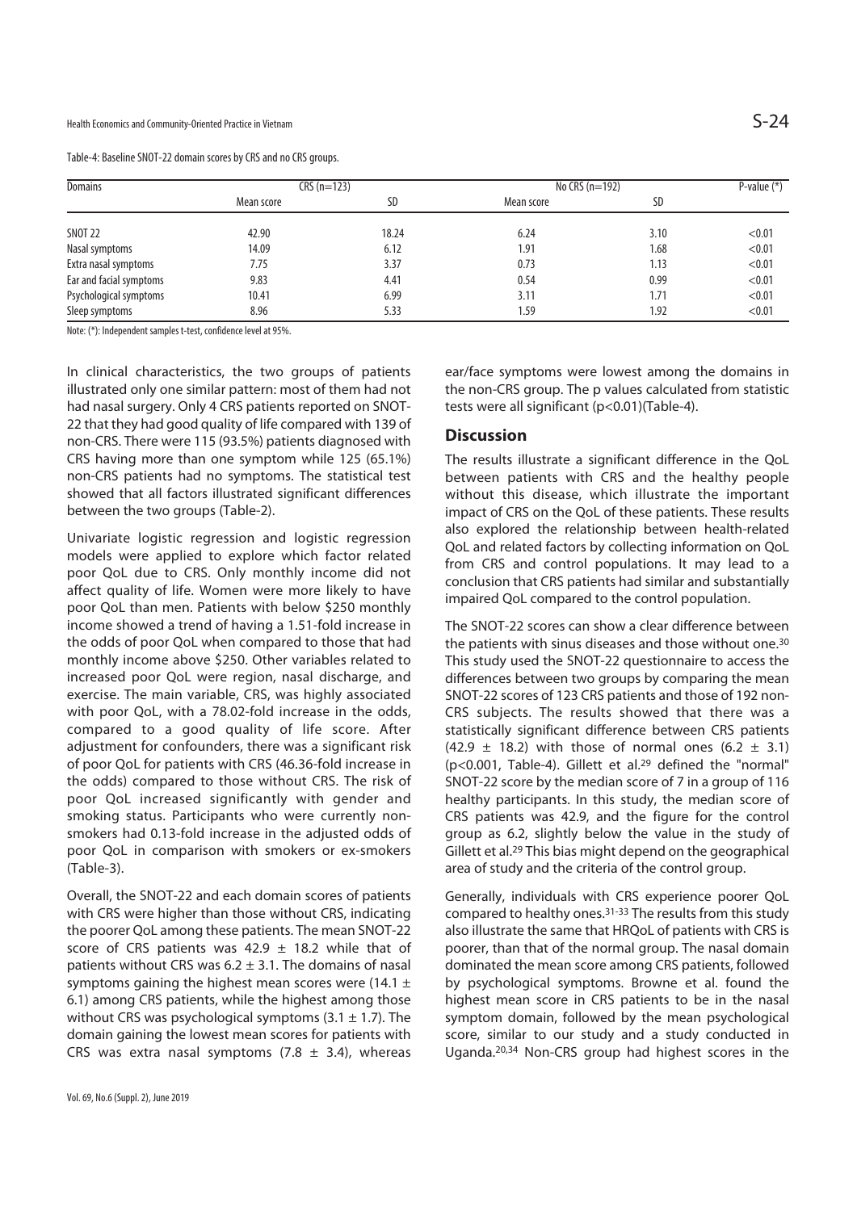Table-4: Baseline SNOT-22 domain scores by CRS and no CRS groups.

| Domains | CRS (n=123) | | No CRS (n=192) | | P-value (*) |
|---|---|---|---|---|---|
| | Mean score | SD | Mean score | SD | |
| SNOT 22 | 42.90 | 18.24 | 6.24 | 3.10 | <0.01 |
| Nasal symptoms | 14.09 | 6.12 | 1.91 | 1.68 | <0.01 |
| Extra nasal symptoms | 7.75 | 3.37 | 0.73 | 1.13 | <0.01 |
| Ear and facial symptoms | 9.83 | 4.41 | 0.54 | 0.99 | <0.01 |
| Psychological symptoms | 10.41 | 6.99 | 3.11 | 1.71 | <0.01 |
| Sleep symptoms | 8.96 | 5.33 | 1.59 | 1.92 | <0.01 |

Note: (*): Independent samples t-test, confidence level at 95%.

In clinical characteristics, the two groups of patients illustrated only one similar pattern: most of them had not had nasal surgery. Only 4 CRS patients reported on SNOT-22 that they had good quality of life compared with 139 of non-CRS. There were 115 (93.5%) patients diagnosed with CRS having more than one symptom while 125 (65.1%) non-CRS patients had no symptoms. The statistical test showed that all factors illustrated significant differences between the two groups (Table-2).

Univariate logistic regression and logistic regression models were applied to explore which factor related poor QoL due to CRS. Only monthly income did not affect quality of life. Women were more likely to have poor QoL than men. Patients with below \$250 monthly income showed a trend of having a 1.51-fold increase in the odds of poor QoL when compared to those that had monthly income above \$250. Other variables related to increased poor QoL were region, nasal discharge, and exercise. The main variable, CRS, was highly associated with poor QoL, with a 78.02-fold increase in the odds, compared to a good quality of life score. After adjustment for confounders, there was a significant risk of poor QoL for patients with CRS (46.36-fold increase in the odds) compared to those without CRS. The risk of poor QoL increased significantly with gender and smoking status. Participants who were currently non-smokers had 0.13-fold increase in the adjusted odds of poor QoL in comparison with smokers or ex-smokers (Table-3).

Overall, the SNOT-22 and each domain scores of patients with CRS were higher than those without CRS, indicating the poorer QoL among these patients. The mean SNOT-22 score of CRS patients was $42.9 \pm 18.2$ while that of patients without CRS was $6.2 \pm 3.1$. The domains of nasal symptoms gaining the highest mean scores were ($14.1 \pm 6.1$) among CRS patients, while the highest among those without CRS was psychological symptoms ($3.1 \pm 1.7$). The domain gaining the lowest mean scores for patients with CRS was extra nasal symptoms ($7.8 \pm 3.4$), whereas ear/face symptoms were lowest among the domains in the non-CRS group. The p values calculated from statistic tests were all significant ($p<0.01$)(Table-4).

## Discussion

The results illustrate a significant difference in the QoL between patients with CRS and the healthy people without this disease, which illustrate the important impact of CRS on the QoL of these patients. These results also explored the relationship between health-related QoL and related factors by collecting information on QoL from CRS and control populations. It may lead to a conclusion that CRS patients had similar and substantially impaired QoL compared to the control population.

The SNOT-22 scores can show a clear difference between the patients with sinus diseases and those without one.[30] This study used the SNOT-22 questionnaire to access the differences between two groups by comparing the mean SNOT-22 scores of 123 CRS patients and those of 192 non-CRS subjects. The results showed that there was a statistically significant difference between CRS patients ($42.9 \pm 18.2$) with those of normal ones ($6.2 \pm 3.1$) ($p<0.001$, Table-4). Gillett et al.[29] defined the "normal" SNOT-22 score by the median score of 7 in a group of 116 healthy participants. In this study, the median score of CRS patients was 42.9, and the figure for the control group as 6.2, slightly below the value in the study of Gillett et al.[29] This bias might depend on the geographical area of study and the criteria of the control group.

Generally, individuals with CRS experience poorer QoL compared to healthy ones.[31-33] The results from this study also illustrate the same that HRQoL of patients with CRS is poorer, than that of the normal group. The nasal domain dominated the mean score among CRS patients, followed by psychological symptoms. Browne et al. found the highest mean score in CRS patients to be in the nasal symptom domain, followed by the mean psychological score, similar to our study and a study conducted in Uganda.[20,34] Non-CRS group had highest scores in the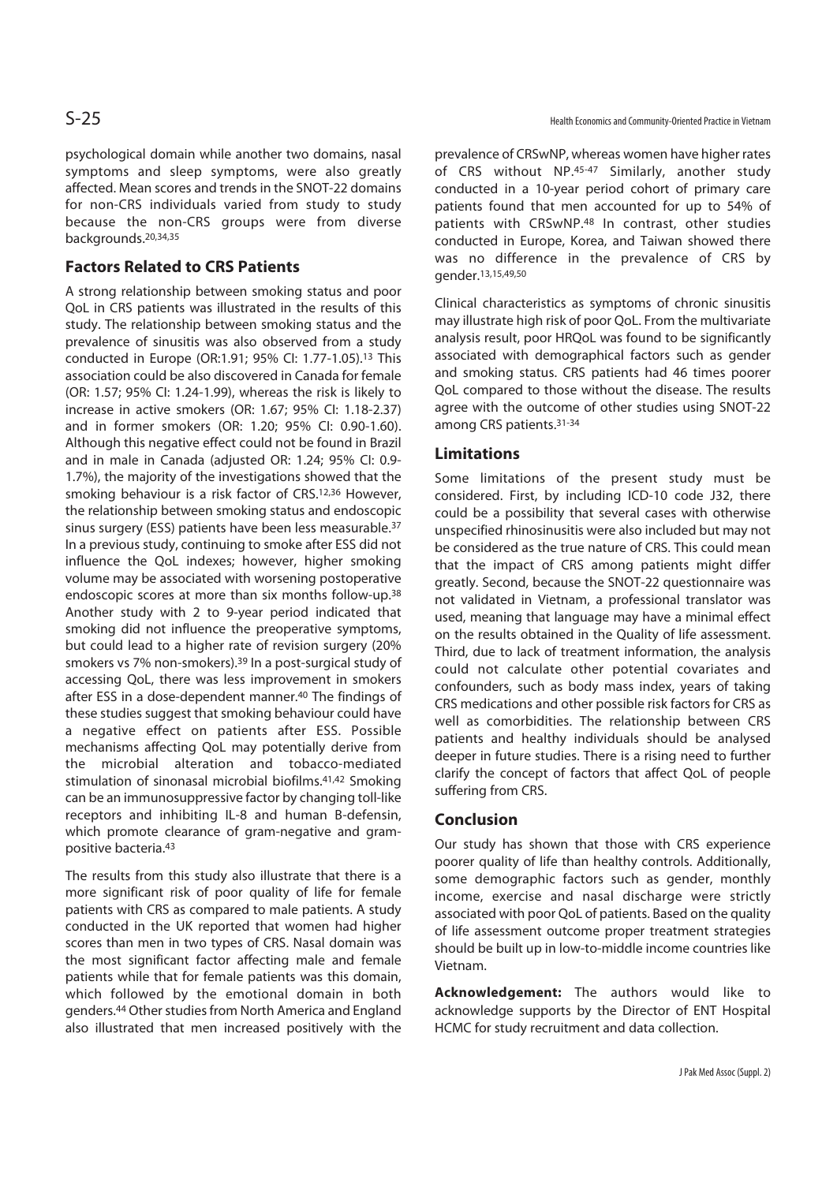psychological domain while another two domains, nasal symptoms and sleep symptoms, were also greatly affected. Mean scores and trends in the SNOT-22 domains for non-CRS individuals varied from study to study because the non-CRS groups were from diverse backgrounds.[20,34,35]

## Factors Related to CRS Patients

A strong relationship between smoking status and poor QoL in CRS patients was illustrated in the results of this study. The relationship between smoking status and the prevalence of sinusitis was also observed from a study conducted in Europe (OR:1.91; 95% CI: 1.77-1.05).[13] This association could be also discovered in Canada for female (OR: 1.57; 95% CI: 1.24-1.99), whereas the risk is likely to increase in active smokers (OR: 1.67; 95% CI: 1.18-2.37) and in former smokers (OR: 1.20; 95% CI: 0.90-1.60). Although this negative effect could not be found in Brazil and in male in Canada (adjusted OR: 1.24; 95% CI: 0.9-1.7%), the majority of the investigations showed that the smoking behaviour is a risk factor of CRS.[12,36] However, the relationship between smoking status and endoscopic sinus surgery (ESS) patients have been less measurable.[37] In a previous study, continuing to smoke after ESS did not influence the QoL indexes; however, higher smoking volume may be associated with worsening postoperative endoscopic scores at more than six months follow-up.[38] Another study with 2 to 9-year period indicated that smoking did not influence the preoperative symptoms, but could lead to a higher rate of revision surgery (20% smokers vs 7% non-smokers).[39] In a post-surgical study of accessing QoL, there was less improvement in smokers after ESS in a dose-dependent manner.[40] The findings of these studies suggest that smoking behaviour could have a negative effect on patients after ESS. Possible mechanisms affecting QoL may potentially derive from the microbial alteration and tobacco-mediated stimulation of sinonasal microbial biofilms.[41,42] Smoking can be an immunosuppressive factor by changing toll-like receptors and inhibiting IL-8 and human B-defensin, which promote clearance of gram-negative and gram-positive bacteria.[43]

The results from this study also illustrate that there is a more significant risk of poor quality of life for female patients with CRS as compared to male patients. A study conducted in the UK reported that women had higher scores than men in two types of CRS. Nasal domain was the most significant factor affecting male and female patients while that for female patients was this domain, which followed by the emotional domain in both genders.[44] Other studies from North America and England also illustrated that men increased positively with the prevalence of CRSwNP, whereas women have higher rates of CRS without NP.[45-47] Similarly, another study conducted in a 10-year period cohort of primary care patients found that men accounted for up to 54% of patients with CRSwNP.[48] In contrast, other studies conducted in Europe, Korea, and Taiwan showed there was no difference in the prevalence of CRS by gender.[13,15,49,50]

Clinical characteristics as symptoms of chronic sinusitis may illustrate high risk of poor QoL. From the multivariate analysis result, poor HRQoL was found to be significantly associated with demographical factors such as gender and smoking status. CRS patients had 46 times poorer QoL compared to those without the disease. The results agree with the outcome of other studies using SNOT-22 among CRS patients.[31-34]

## Limitations

Some limitations of the present study must be considered. First, by including ICD-10 code J32, there could be a possibility that several cases with otherwise unspecified rhinosinusitis were also included but may not be considered as the true nature of CRS. This could mean that the impact of CRS among patients might differ greatly. Second, because the SNOT-22 questionnaire was not validated in Vietnam, a professional translator was used, meaning that language may have a minimal effect on the results obtained in the Quality of life assessment. Third, due to lack of treatment information, the analysis could not calculate other potential covariates and confounders, such as body mass index, years of taking CRS medications and other possible risk factors for CRS as well as comorbidities. The relationship between CRS patients and healthy individuals should be analysed deeper in future studies. There is a rising need to further clarify the concept of factors that affect QoL of people suffering from CRS.

## Conclusion

Our study has shown that those with CRS experience poorer quality of life than healthy controls. Additionally, some demographic factors such as gender, monthly income, exercise and nasal discharge were strictly associated with poor QoL of patients. Based on the quality of life assessment outcome proper treatment strategies should be built up in low-to-middle income countries like Vietnam.

**Acknowledgement:** The authors would like to acknowledge supports by the Director of ENT Hospital HCMC for study recruitment and data collection.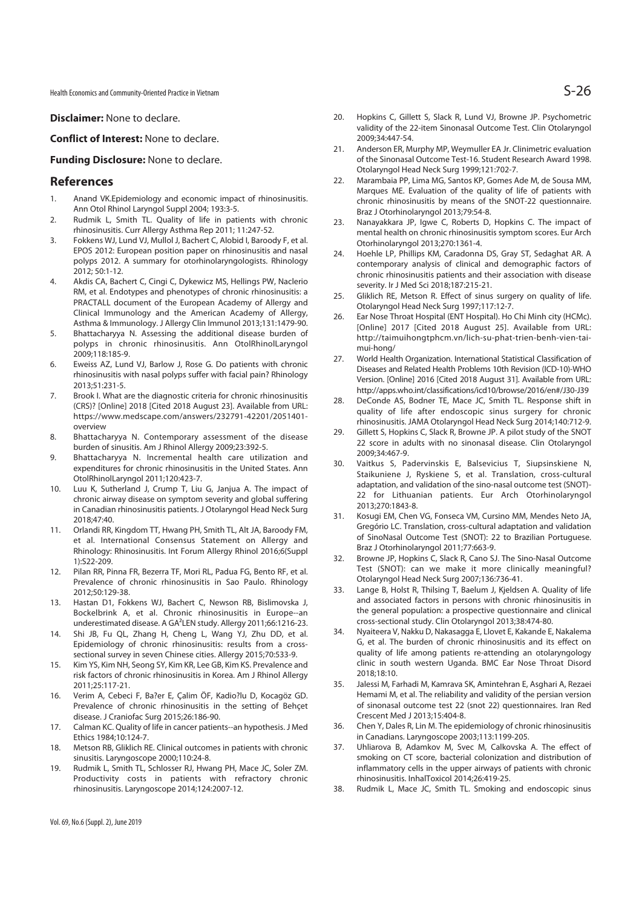**Disclaimer:** None to declare.

**Conflict of Interest:** None to declare.

**Funding Disclosure:** None to declare.

## References

1. Anand VK.Epidemiology and economic impact of rhinosinusitis. Ann Otol Rhinol Laryngol Suppl 2004; 193:3-5.
2. Rudmik L, Smith TL. Quality of life in patients with chronic rhinosinusitis. Curr Allergy Asthma Rep 2011; 11:247-52.
3. Fokkens WJ, Lund VJ, Mullol J, Bachert C, Alobid I, Baroody F, et al. EPOS 2012: European position paper on rhinosinusitis and nasal polyps 2012. A summary for otorhinolaryngologists. Rhinology 2012; 50:1-12.
4. Akdis CA, Bachert C, Cingi C, Dykewicz MS, Hellings PW, Naclerio RM, et al. Endotypes and phenotypes of chronic rhinosinusitis: a PRACTALL document of the European Academy of Allergy and Clinical Immunology and the American Academy of Allergy, Asthma & Immunology. J Allergy Clin Immunol 2013;131:1479-90.
5. Bhattacharyya N. Assessing the additional disease burden of polyps in chronic rhinosinusitis. Ann OtolRhinolLaryngol 2009;118:185-9.
6. Eweiss AZ, Lund VJ, Barlow J, Rose G. Do patients with chronic rhinosinusitis with nasal polyps suffer with facial pain? Rhinology 2013;51:231-5.
7. Brook I. What are the diagnostic criteria for chronic rhinosinusitis (CRS)? [Online] 2018 [Cited 2018 August 23]. Available from URL: https://www.medscape.com/answers/232791-42201/2051401-overview
8. Bhattacharyya N. Contemporary assessment of the disease burden of sinusitis. Am J Rhinol Allergy 2009;23:392-5.
9. Bhattacharyya N. Incremental health care utilization and expenditures for chronic rhinosinusitis in the United States. Ann OtolRhinolLaryngol 2011;120:423-7.
10. Luu K, Sutherland J, Crump T, Liu G, Janjua A. The impact of chronic airway disease on symptom severity and global suffering in Canadian rhinosinusitis patients. J Otolaryngol Head Neck Surg 2018;47:40.
11. Orlandi RR, Kingdom TT, Hwang PH, Smith TL, Alt JA, Baroody FM, et al. International Consensus Statement on Allergy and Rhinology: Rhinosinusitis. Int Forum Allergy Rhinol 2016;6(Suppl 1):S22-209.
12. Pilan RR, Pinna FR, Bezerra TF, Mori RL, Padua FG, Bento RF, et al. Prevalence of chronic rhinosinusitis in Sao Paulo. Rhinology 2012;50:129-38.
13. Hastan D1, Fokkens WJ, Bachert C, Newson RB, Bislimovska J, Bockelbrink A, et al. Chronic rhinosinusitis in Europe--an underestimated disease. A GA²LEN study. Allergy 2011;66:1216-23.
14. Shi JB, Fu QL, Zhang H, Cheng L, Wang YJ, Zhu DD, et al. Epidemiology of chronic rhinosinusitis: results from a cross-sectional survey in seven Chinese cities. Allergy 2015;70:533-9.
15. Kim YS, Kim NH, Seong SY, Kim KR, Lee GB, Kim KS. Prevalence and risk factors of chronic rhinosinusitis in Korea. Am J Rhinol Allergy 2011;25:117-21.
16. Verim A, Cebeci F, Ba?er E, Çalim ÖF, Kadio?lu D, Kocagöz GD. Prevalence of chronic rhinosinusitis in the setting of Behçet disease. J Craniofac Surg 2015;26:186-90.
17. Calman KC. Quality of life in cancer patients--an hypothesis. J Med Ethics 1984;10:124-7.
18. Metson RB, Gliklich RE. Clinical outcomes in patients with chronic sinusitis. Laryngoscope 2000;110:24-8.
19. Rudmik L, Smith TL, Schlosser RJ, Hwang PH, Mace JC, Soler ZM. Productivity costs in patients with refractory chronic rhinosinusitis. Laryngoscope 2014;124:2007-12.
20. Hopkins C, Gillett S, Slack R, Lund VJ, Browne JP. Psychometric validity of the 22-item Sinonasal Outcome Test. Clin Otolaryngol 2009;34:447-54.
21. Anderson ER, Murphy MP, Weymuller EA Jr. Clinimetric evaluation of the Sinonasal Outcome Test-16. Student Research Award 1998. Otolaryngol Head Neck Surg 1999;121:702-7.
22. Marambaia PP, Lima MG, Santos KP, Gomes Ade M, de Sousa MM, Marques ME. Evaluation of the quality of life of patients with chronic rhinosinusitis by means of the SNOT-22 questionnaire. Braz J Otorhinolaryngol 2013;79:54-8.
23. Nanayakkara JP, Igwe C, Roberts D, Hopkins C. The impact of mental health on chronic rhinosinusitis symptom scores. Eur Arch Otorhinolaryngol 2013;270:1361-4.
24. Hoehle LP, Phillips KM, Caradonna DS, Gray ST, Sedaghat AR. A contemporary analysis of clinical and demographic factors of chronic rhinosinusitis patients and their association with disease severity. Ir J Med Sci 2018;187:215-21.
25. Gliklich RE, Metson R. Effect of sinus surgery on quality of life. Otolaryngol Head Neck Surg 1997;117:12-7.
26. Ear Nose Throat Hospital (ENT Hospital). Ho Chi Minh city (HCMc). [Online] 2017 [Cited 2018 August 25]. Available from URL: http://taimuihongtphcm.vn/lich-su-phat-trien-benh-vien-tai-mui-hong/
27. World Health Organization. International Statistical Classification of Diseases and Related Health Problems 10th Revision (ICD-10)-WHO Version. [Online] 2016 [Cited 2018 August 31]. Available from URL: http://apps.who.int/classifications/icd10/browse/2016/en#/J30-J39
28. DeConde AS, Bodner TE, Mace JC, Smith TL. Response shift in quality of life after endoscopic sinus surgery for chronic rhinosinusitis. JAMA Otolaryngol Head Neck Surg 2014;140:712-9.
29. Gillett S, Hopkins C, Slack R, Browne JP. A pilot study of the SNOT 22 score in adults with no sinonasal disease. Clin Otolaryngol 2009;34:467-9.
30. Vaitkus S, Padervinskis E, Balsevicius T, Siupsinskiene N, Staikuniene J, Ryskiene S, et al. Translation, cross-cultural adaptation, and validation of the sino-nasal outcome test (SNOT)-22 for Lithuanian patients. Eur Arch Otorhinolaryngol 2013;270:1843-8.
31. Kosugi EM, Chen VG, Fonseca VM, Cursino MM, Mendes Neto JA, Gregório LC. Translation, cross-cultural adaptation and validation of SinoNasal Outcome Test (SNOT): 22 to Brazilian Portuguese. Braz J Otorhinolaryngol 2011;77:663-9.
32. Browne JP, Hopkins C, Slack R, Cano SJ. The Sino-Nasal Outcome Test (SNOT): can we make it more clinically meaningful? Otolaryngol Head Neck Surg 2007;136:736-41.
33. Lange B, Holst R, Thilsing T, Baelum J, Kjeldsen A. Quality of life and associated factors in persons with chronic rhinosinusitis in the general population: a prospective questionnaire and clinical cross-sectional study. Clin Otolaryngol 2013;38:474-80.
34. Nyaiteera V, Nakku D, Nakasagga E, Llovet E, Kakande E, Nakalema G, et al. The burden of chronic rhinosinusitis and its effect on quality of life among patients re-attending an otolaryngology clinic in south western Uganda. BMC Ear Nose Throat Disord 2018;18:10.
35. Jalessi M, Farhadi M, Kamrava SK, Amintehran E, Asghari A, Rezaei Hemami M, et al. The reliability and validity of the persian version of sinonasal outcome test 22 (snot 22) questionnaires. Iran Red Crescent Med J 2013;15:404-8.
36. Chen Y, Dales R, Lin M. The epidemiology of chronic rhinosinusitis in Canadians. Laryngoscope 2003;113:1199-205.
37. Uhliarova B, Adamkov M, Svec M, Calkovska A. The effect of smoking on CT score, bacterial colonization and distribution of inflammatory cells in the upper airways of patients with chronic rhinosinusitis. InhalToxicol 2014;26:419-25.
38. Rudmik L, Mace JC, Smith TL. Smoking and endoscopic sinus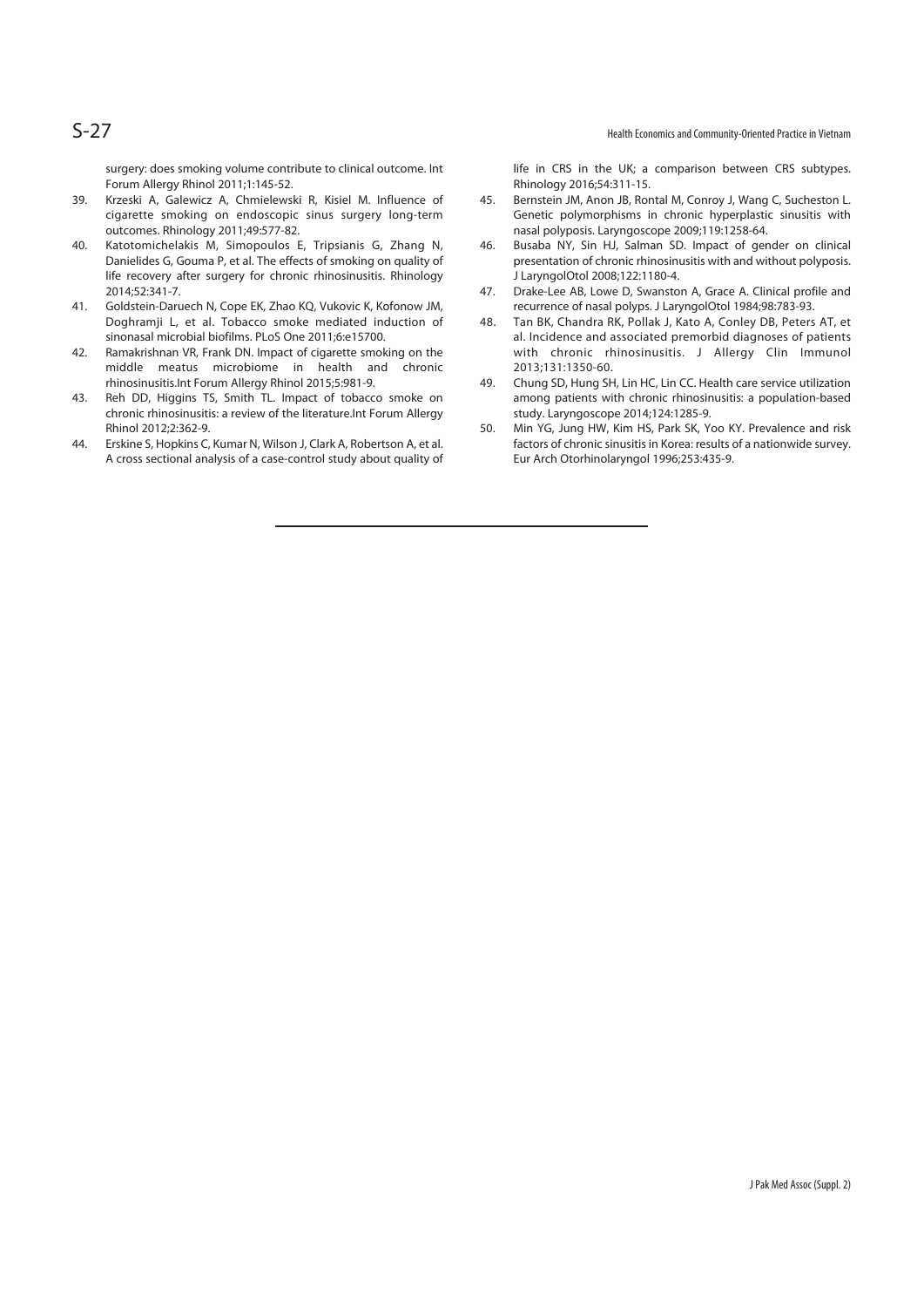surgery: does smoking volume contribute to clinical outcome. Int Forum Allergy Rhinol 2011;1:145-52.

39. Krzeski A, Galewicz A, Chmielewski R, Kisiel M. Influence of cigarette smoking on endoscopic sinus surgery long-term outcomes. Rhinology 2011;49:577-82.
40. Katotomichelakis M, Simopoulos E, Tripsianis G, Zhang N, Danielides G, Gouma P, et al. The effects of smoking on quality of life recovery after surgery for chronic rhinosinusitis. Rhinology 2014;52:341-7.
41. Goldstein-Daruech N, Cope EK, Zhao KQ, Vukovic K, Kofonow JM, Doghramji L, et al. Tobacco smoke mediated induction of sinonasal microbial biofilms. PLoS One 2011;6:e15700.
42. Ramakrishnan VR, Frank DN. Impact of cigarette smoking on the middle meatus microbiome in health and chronic rhinosinusitis.Int Forum Allergy Rhinol 2015;5:981-9.
43. Reh DD, Higgins TS, Smith TL. Impact of tobacco smoke on chronic rhinosinusitis: a review of the literature.Int Forum Allergy Rhinol 2012;2:362-9.
44. Erskine S, Hopkins C, Kumar N, Wilson J, Clark A, Robertson A, et al. A cross sectional analysis of a case-control study about quality of life in CRS in the UK; a comparison between CRS subtypes. Rhinology 2016;54:311-15.
45. Bernstein JM, Anon JB, Rontal M, Conroy J, Wang C, Sucheston L. Genetic polymorphisms in chronic hyperplastic sinusitis with nasal polyposis. Laryngoscope 2009;119:1258-64.
46. Busaba NY, Sin HJ, Salman SD. Impact of gender on clinical presentation of chronic rhinosinusitis with and without polyposis. J LaryngolOtol 2008;122:1180-4.
47. Drake-Lee AB, Lowe D, Swanston A, Grace A. Clinical profile and recurrence of nasal polyps. J LaryngolOtol 1984;98:783-93.
48. Tan BK, Chandra RK, Pollak J, Kato A, Conley DB, Peters AT, et al. Incidence and associated premorbid diagnoses of patients with chronic rhinosinusitis. J Allergy Clin Immunol 2013;131:1350-60.
49. Chung SD, Hung SH, Lin HC, Lin CC. Health care service utilization among patients with chronic rhinosinusitis: a population-based study. Laryngoscope 2014;124:1285-9.
50. Min YG, Jung HW, Kim HS, Park SK, Yoo KY. Prevalence and risk factors of chronic sinusitis in Korea: results of a nationwide survey. Eur Arch Otorhinolaryngol 1996;253:435-9.